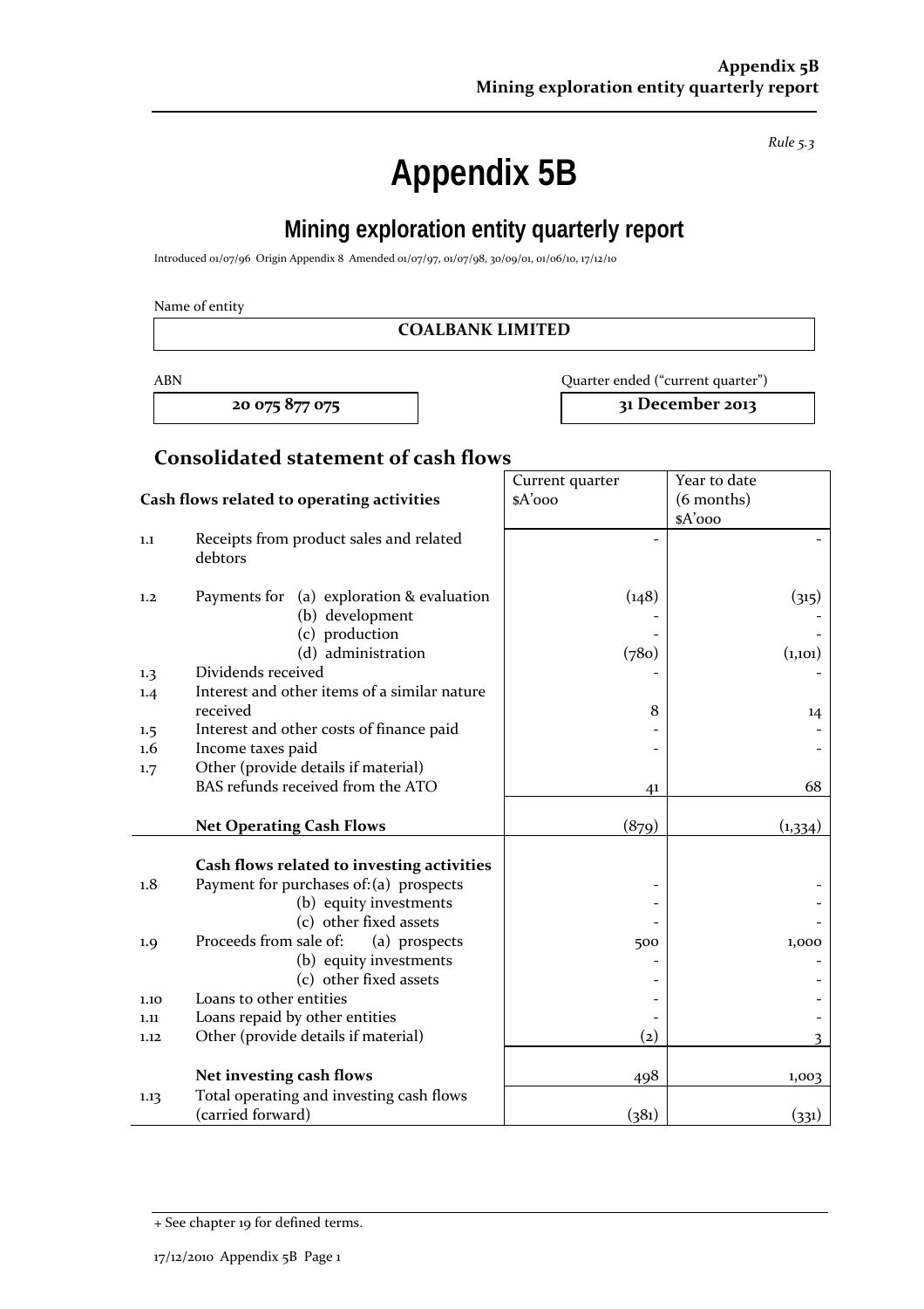*Rule 5.3*

# Appendix 5B

## Mining exploration entity quarterly report

Introduced 01/07/96 Origin Appendix 8 Amended 01/07/97, 01/07/98, 30/09/01, 01/06/10, 17/12/10

Name of entity

**COALBANK LIMITED**

| ABN | Quarter ended ("current quarter") |
|---|---|
| **20 075 877 075** | **31 December 2013** |

### Consolidated statement of cash flows

| | Cash flows related to operating activities | Current quarter $A'000 | Year to date (6 months) $A'000 |
|---|---|---|---|
| 1.1 | Receipts from product sales and related debtors | - | - |
| 1.2 | Payments for (a) exploration & evaluation | (148) | (315) |
| | (b) development | - | - |
| | (c) production | - | - |
| | (d) administration | (780) | (1,101) |
| 1.3 | Dividends received | - | - |
| 1.4 | Interest and other items of a similar nature received | 8 | 14 |
| 1.5 | Interest and other costs of finance paid | - | - |
| 1.6 | Income taxes paid | - | - |
| 1.7 | Other (provide details if material) BAS refunds received from the ATO | 41 | 68 |
| | **Net Operating Cash Flows** | (879) | (1,334) |
| | **Cash flows related to investing activities** | | |
| 1.8 | Payment for purchases of: (a) prospects | - | - |
| | (b) equity investments | - | - |
| | (c) other fixed assets | - | - |
| 1.9 | Proceeds from sale of: (a) prospects | 500 | 1,000 |
| | (b) equity investments | - | - |
| | (c) other fixed assets | - | - |
| 1.10 | Loans to other entities | - | - |
| 1.11 | Loans repaid by other entities | - | - |
| 1.12 | Other (provide details if material) | (2) | 3 |
| | **Net investing cash flows** | 498 | 1,003 |
| 1.13 | Total operating and investing cash flows (carried forward) | (381) | (331) |

+ See chapter 19 for defined terms.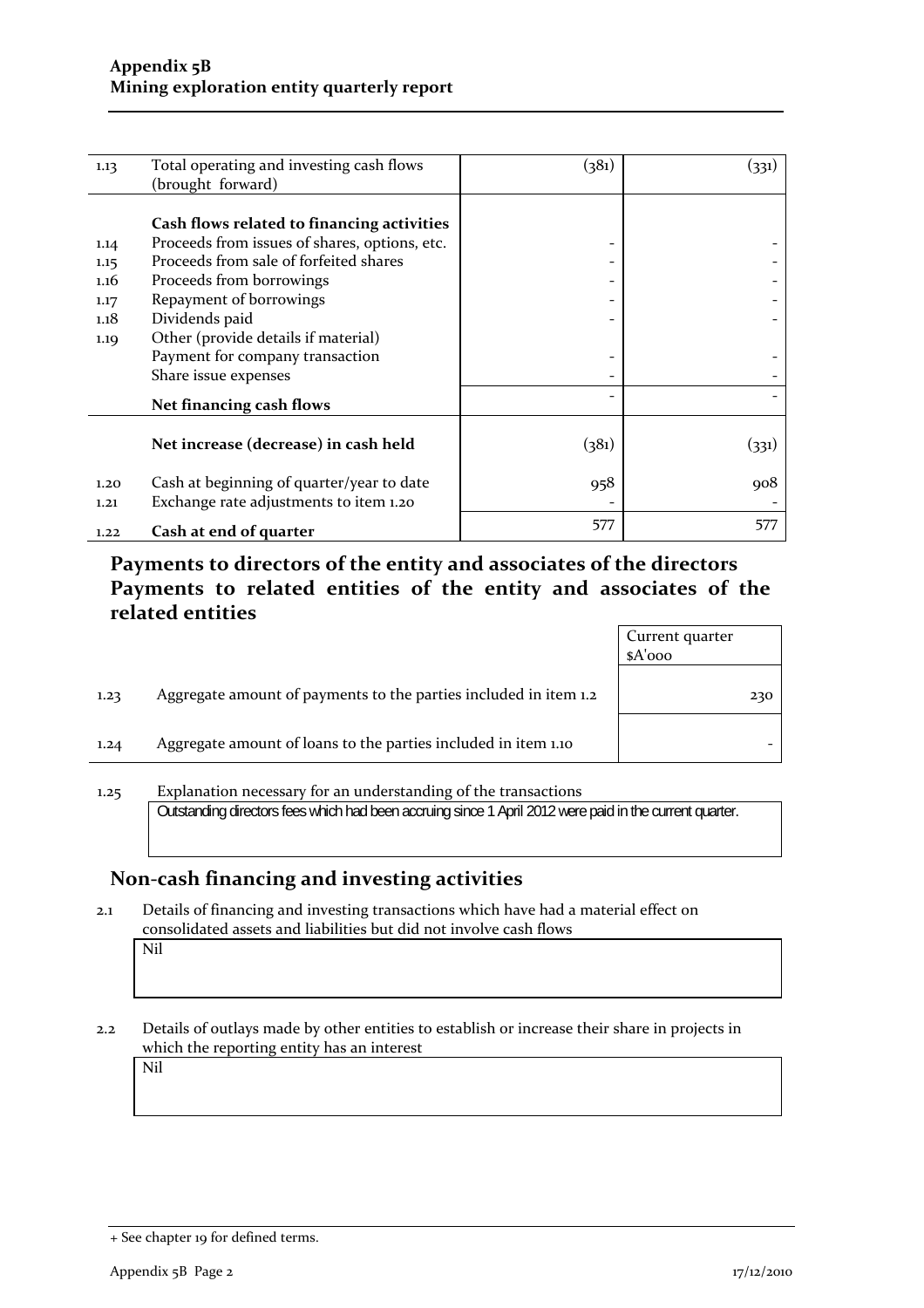## Appendix 5B
## Mining exploration entity quarterly report

| | | | |
|---|---|---|---|
| 1.13 | Total operating and investing cash flows (brought forward) | (381) | (331) |
| | **Cash flows related to financing activities** | | |
| 1.14 | Proceeds from issues of shares, options, etc. | - | - |
| 1.15 | Proceeds from sale of forfeited shares | - | - |
| 1.16 | Proceeds from borrowings | - | - |
| 1.17 | Repayment of borrowings | - | - |
| 1.18 | Dividends paid | - | - |
| 1.19 | Other (provide details if material) | | |
| | Payment for company transaction | - | - |
| | Share issue expenses | - | - |
| | **Net financing cash flows** | - | - |
| | **Net increase (decrease) in cash held** | (381) | (331) |
| 1.20 | Cash at beginning of quarter/year to date | 958 | 908 |
| 1.21 | Exchange rate adjustments to item 1.20 | - | - |
| 1.22 | **Cash at end of quarter** | 577 | 577 |

## Payments to directors of the entity and associates of the directors Payments to related entities of the entity and associates of the related entities

| | | Current quarter $A'000 |
|---|---|---|
| 1.23 | Aggregate amount of payments to the parties included in item 1.2 | 230 |
| 1.24 | Aggregate amount of loans to the parties included in item 1.10 | - |

1.25 Explanation necessary for an understanding of the transactions

Outstanding directors fees which had been accruing since 1 April 2012 were paid in the current quarter.

## Non-cash financing and investing activities

2.1 Details of financing and investing transactions which have had a material effect on consolidated assets and liabilities but did not involve cash flows

Nil

2.2 Details of outlays made by other entities to establish or increase their share in projects in which the reporting entity has an interest

Nil

+ See chapter 19 for defined terms.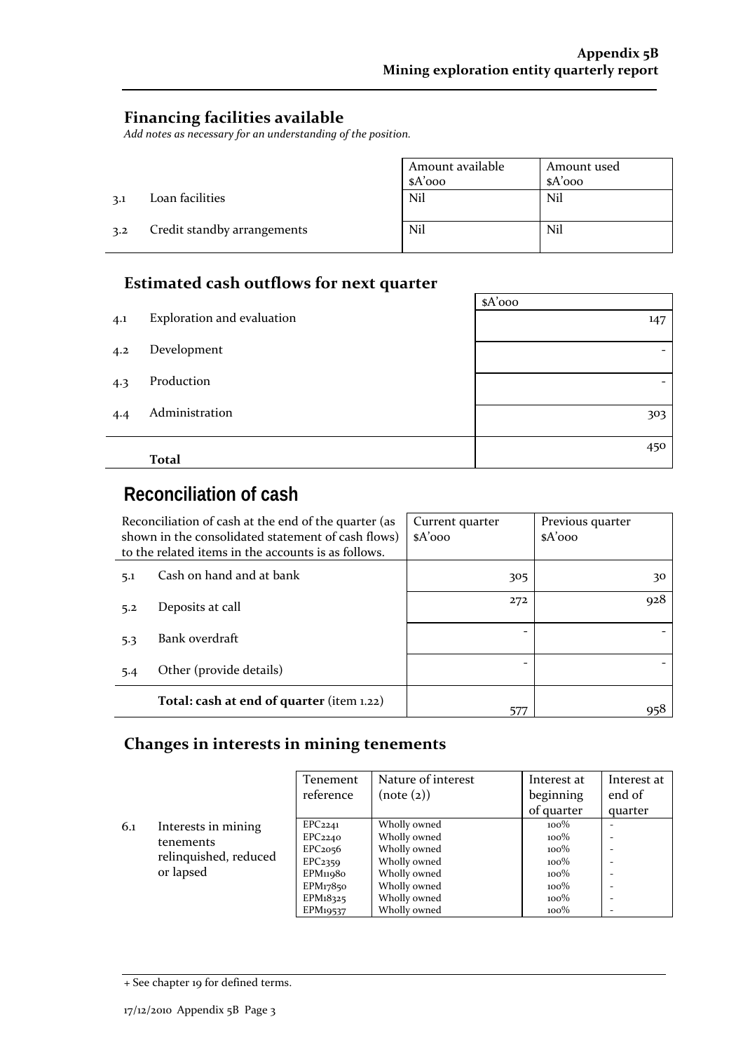## Financing facilities available

*Add notes as necessary for an understanding of the position.*

| | | Amount available $A'000 | Amount used $A'000 |
|---|---|---|---|
| 3.1 | Loan facilities | Nil | Nil |
| 3.2 | Credit standby arrangements | Nil | Nil |

## Estimated cash outflows for next quarter

| | | $A'000 |
|---|---|---|
| 4.1 | Exploration and evaluation | 147 |
| 4.2 | Development | - |
| 4.3 | Production | - |
| 4.4 | Administration | 303 |
| | **Total** | 450 |

# Reconciliation of cash

| Reconciliation of cash at the end of the quarter (as shown in the consolidated statement of cash flows) to the related items in the accounts is as follows. | | Current quarter $A'000 | Previous quarter $A'000 |
|---|---|---|---|
| 5.1 | Cash on hand and at bank | 305 | 30 |
| 5.2 | Deposits at call | 272 | 928 |
| 5.3 | Bank overdraft | - | - |
| 5.4 | Other (provide details) | - | - |
| | **Total: cash at end of quarter** (item 1.22) | 577 | 958 |

## Changes in interests in mining tenements

| | | Tenement reference | Nature of interest (note (2)) | Interest at beginning of quarter | Interest at end of quarter |
|---|---|---|---|---|---|
| 6.1 | Interests in mining tenements relinquished, reduced or lapsed | EPC2241 | Wholly owned | 100% | - |
| | | EPC2240 | Wholly owned | 100% | - |
| | | EPC2056 | Wholly owned | 100% | - |
| | | EPC2359 | Wholly owned | 100% | - |
| | | EPM11980 | Wholly owned | 100% | - |
| | | EPM17850 | Wholly owned | 100% | - |
| | | EPM18325 | Wholly owned | 100% | - |
| | | EPM19537 | Wholly owned | 100% | - |

+ See chapter 19 for defined terms.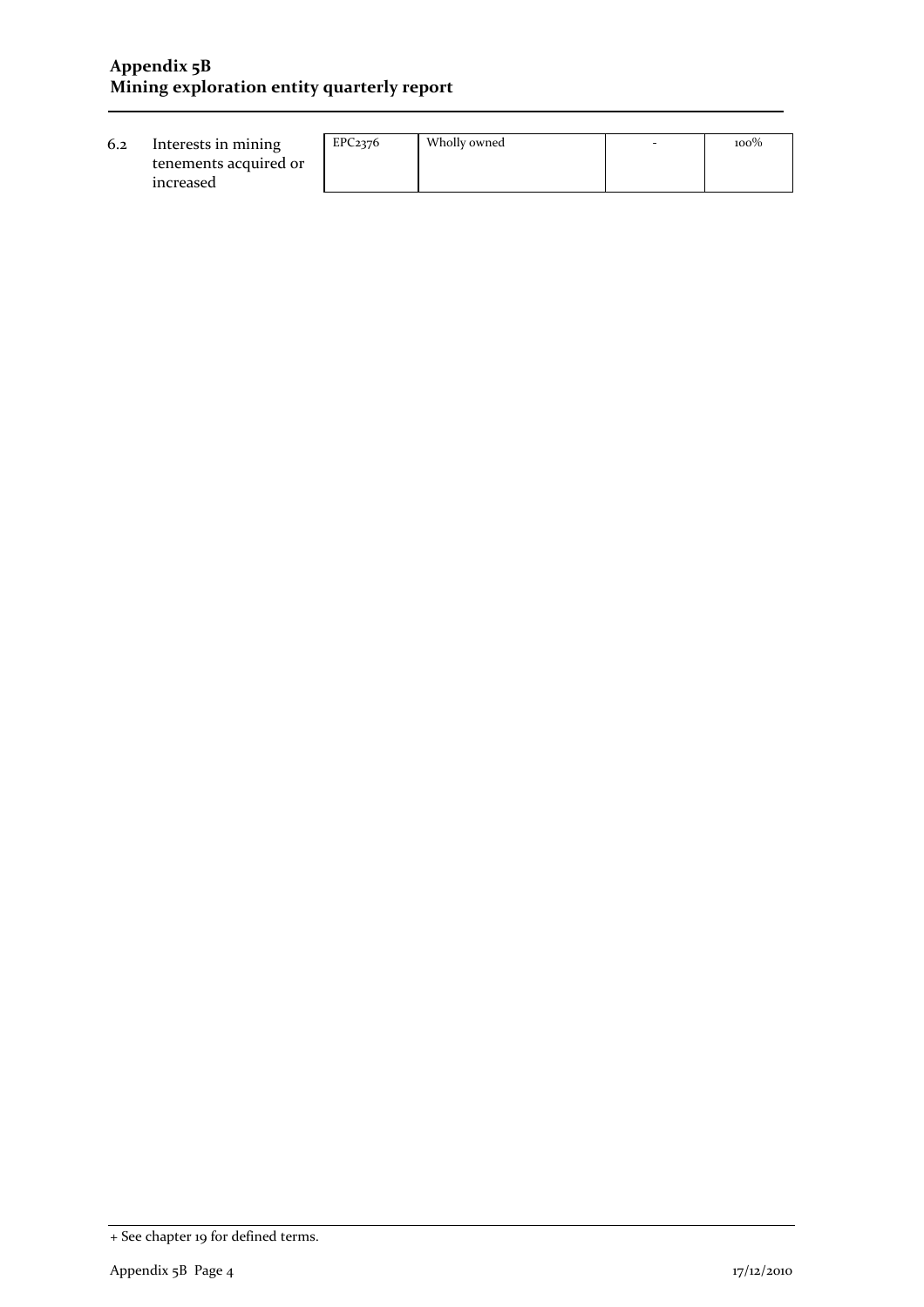| | | | | | |
|---|---|---|---|---|---|
| 6.2 | Interests in mining tenements acquired or increased | EPC2376 | Wholly owned | - | 100% |

+ See chapter 19 for defined terms.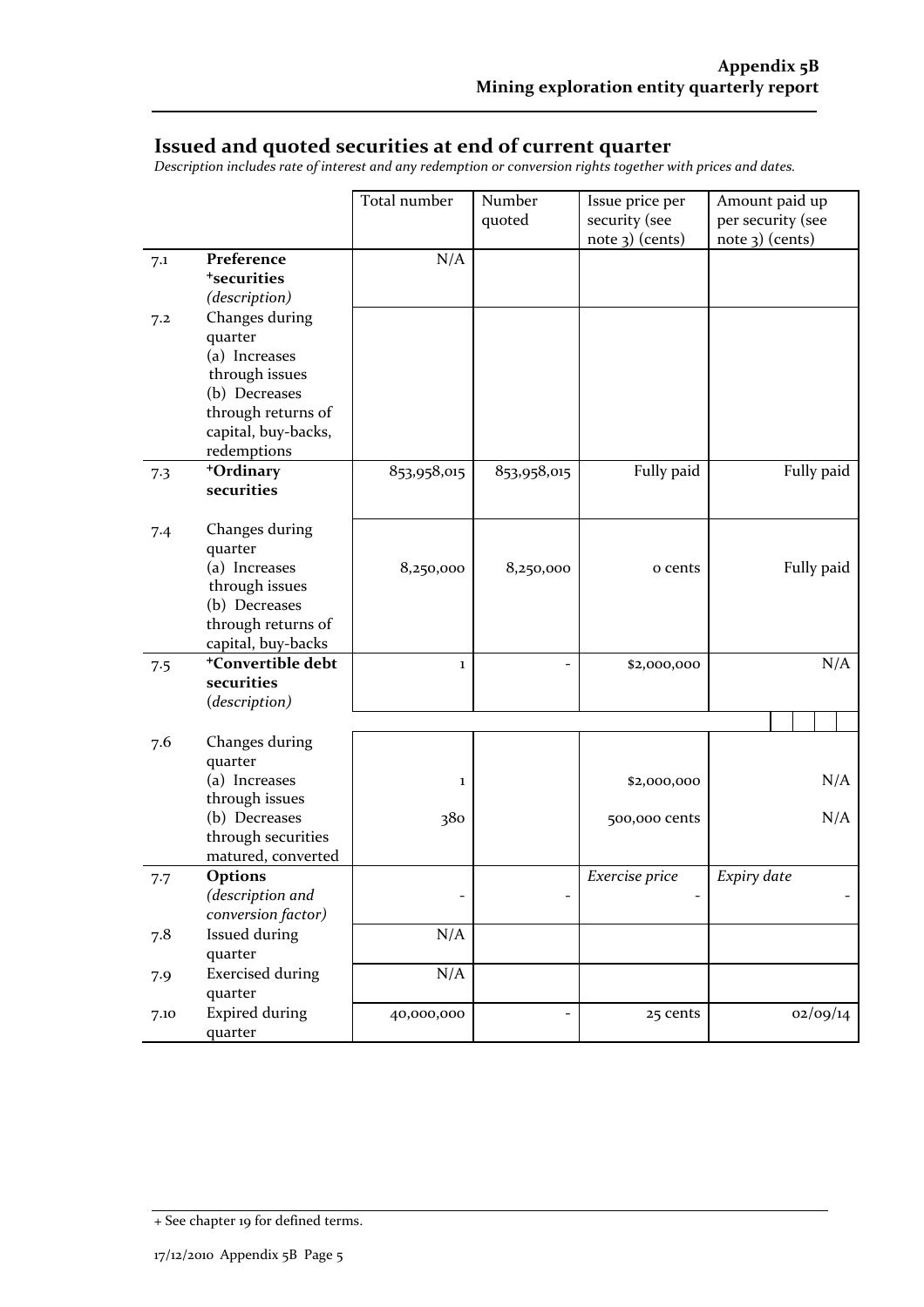## Issued and quoted securities at end of current quarter

*Description includes rate of interest and any redemption or conversion rights together with prices and dates.*

| | | Total number | Number quoted | Issue price per security (see note 3) (cents) | Amount paid up per security (see note 3) (cents) |
|---|---|---|---|---|---|
| 7.1 | **Preference +securities** *(description)* | N/A | | | |
| 7.2 | Changes during quarter (a) Increases through issues (b) Decreases through returns of capital, buy-backs, redemptions | | | | |
| 7.3 | **+Ordinary securities** | 853,958,015 | 853,958,015 | Fully paid | Fully paid |
| 7.4 | Changes during quarter (a) Increases through issues (b) Decreases through returns of capital, buy-backs | 8,250,000 | 8,250,000 | 0 cents | Fully paid |
| 7.5 | **+Convertible debt securities** *(description)* | 1 | - | $2,000,000 | N/A |
| 7.6 | Changes during quarter (a) Increases through issues (b) Decreases through securities matured, converted | 1<br>380 | | $2,000,000<br>500,000 cents | N/A<br>N/A |
| 7.7 | **Options** *(description and conversion factor)* | - | - | *Exercise price* - | *Expiry date* - |
| 7.8 | Issued during quarter | N/A | | | |
| 7.9 | Exercised during quarter | N/A | | | |
| 7.10 | Expired during quarter | 40,000,000 | - | 25 cents | 02/09/14 |

+ See chapter 19 for defined terms.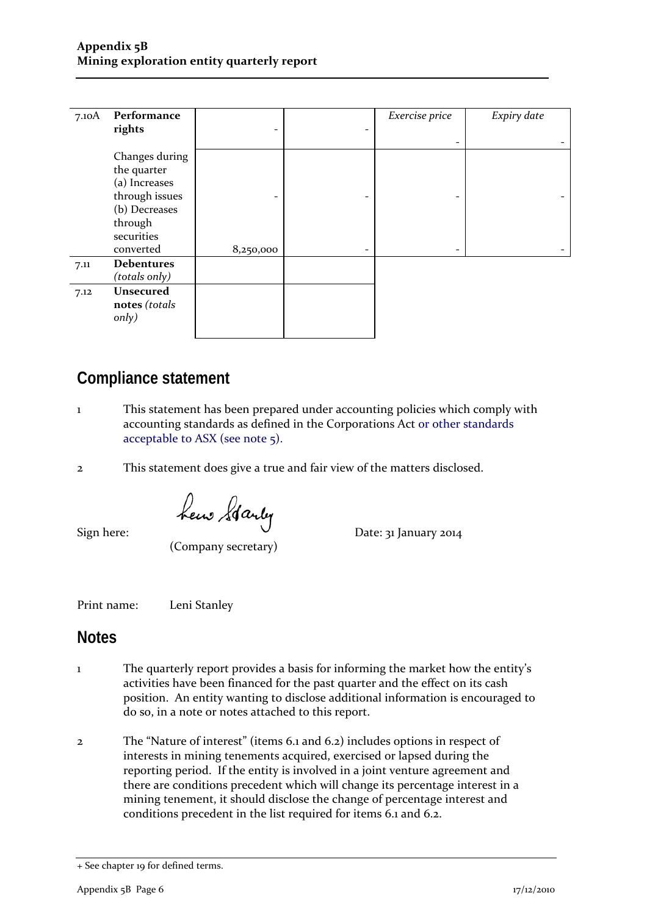| | | | | | |
|---|---|---|---|---|---|
| 7.10A | **Performance rights** | - | - | *Exercise price* - | *Expiry date* - |
| | Changes during the quarter (a) Increases through issues | - | - | - | - |
| | (b) Decreases through securities converted | 8,250,000 | - | - | - |
| 7.11 | **Debentures** *(totals only)* | | | | |
| 7.12 | **Unsecured notes** *(totals only)* | | | | |

## Compliance statement

1 This statement has been prepared under accounting policies which comply with accounting standards as defined in the Corporations Act or other standards acceptable to ASX (see note 5).

2 This statement does give a true and fair view of the matters disclosed.

Sign here: (Company secretary) Date: 31 January 2014

Print name: Leni Stanley

## Notes

1 The quarterly report provides a basis for informing the market how the entity's activities have been financed for the past quarter and the effect on its cash position. An entity wanting to disclose additional information is encouraged to do so, in a note or notes attached to this report.

2 The "Nature of interest" (items 6.1 and 6.2) includes options in respect of interests in mining tenements acquired, exercised or lapsed during the reporting period. If the entity is involved in a joint venture agreement and there are conditions precedent which will change its percentage interest in a mining tenement, it should disclose the change of percentage interest and conditions precedent in the list required for items 6.1 and 6.2.

+ See chapter 19 for defined terms.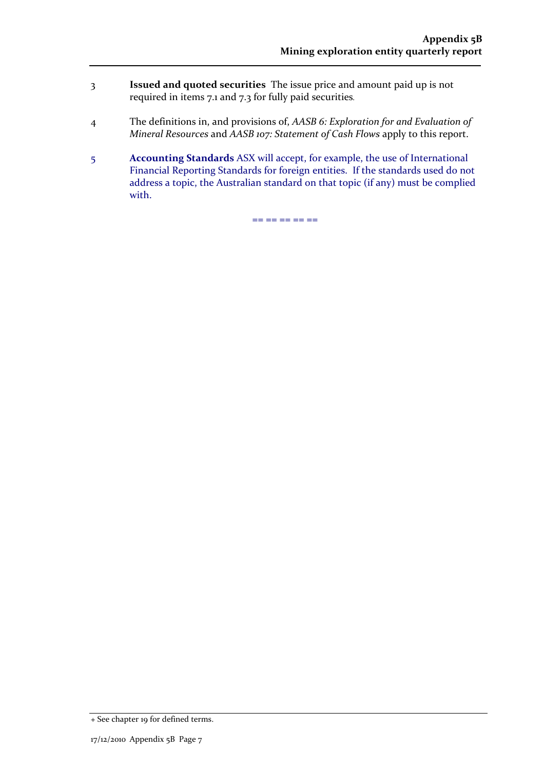3 **Issued and quoted securities** The issue price and amount paid up is not required in items 7.1 and 7.3 for fully paid securities.

4 The definitions in, and provisions of, *AASB 6: Exploration for and Evaluation of Mineral Resources* and *AASB 107: Statement of Cash Flows* apply to this report.

5 **Accounting Standards** ASX will accept, for example, the use of International Financial Reporting Standards for foreign entities. If the standards used do not address a topic, the Australian standard on that topic (if any) must be complied with.

== == == == ==

+ See chapter 19 for defined terms.